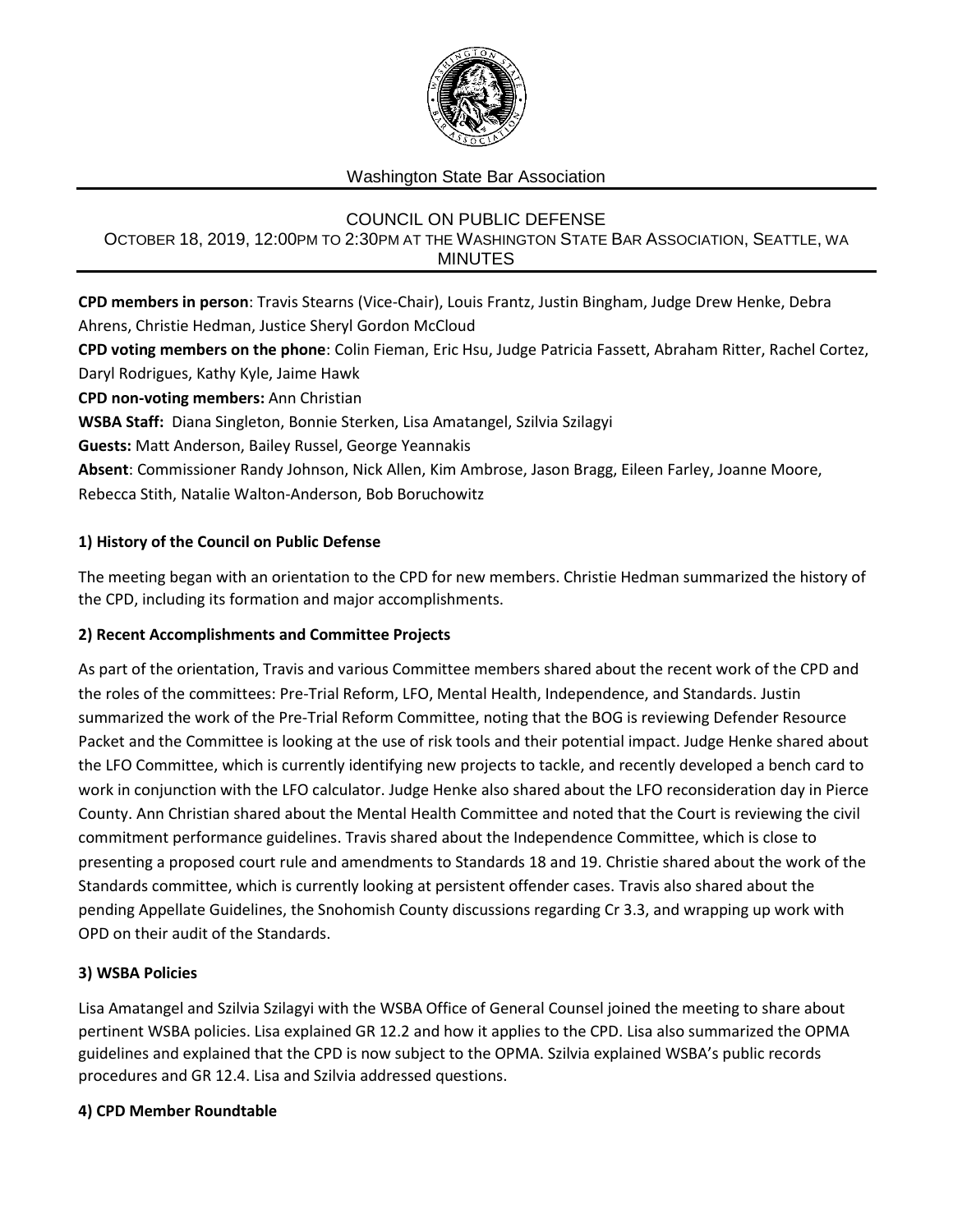Washington State Bar Association

# COUNCIL ON PUBLIC DEFENSE

OCTOBER 18, 2019, 12:00PM TO 2:30PM AT THE WASHINGTON STATE BAR ASSOCIATION, SEATTLE, WA

MINUTES

**CPD members in person**: Travis Stearns (Vice-Chair), Louis Frantz, Justin Bingham, Judge Drew Henke, Debra Ahrens, Christie Hedman, Justice Sheryl Gordon McCloud

**CPD voting members on the phone**: Colin Fieman, Eric Hsu, Judge Patricia Fassett, Abraham Ritter, Rachel Cortez, Daryl Rodrigues, Kathy Kyle, Jaime Hawk

**CPD non-voting members:** Ann Christian

**WSBA Staff:** Diana Singleton, Bonnie Sterken, Lisa Amatangel, Szilvia Szilagyi

**Guests:** Matt Anderson, Bailey Russel, George Yeannakis

**Absent**: Commissioner Randy Johnson, Nick Allen, Kim Ambrose, Jason Bragg, Eileen Farley, Joanne Moore, Rebecca Stith, Natalie Walton-Anderson, Bob Boruchowitz

## 1) History of the Council on Public Defense

The meeting began with an orientation to the CPD for new members. Christie Hedman summarized the history of the CPD, including its formation and major accomplishments.

## 2) Recent Accomplishments and Committee Projects

As part of the orientation, Travis and various Committee members shared about the recent work of the CPD and the roles of the committees: Pre-Trial Reform, LFO, Mental Health, Independence, and Standards. Justin summarized the work of the Pre-Trial Reform Committee, noting that the BOG is reviewing Defender Resource Packet and the Committee is looking at the use of risk tools and their potential impact. Judge Henke shared about the LFO Committee, which is currently identifying new projects to tackle, and recently developed a bench card to work in conjunction with the LFO calculator. Judge Henke also shared about the LFO reconsideration day in Pierce County. Ann Christian shared about the Mental Health Committee and noted that the Court is reviewing the civil commitment performance guidelines. Travis shared about the Independence Committee, which is close to presenting a proposed court rule and amendments to Standards 18 and 19. Christie shared about the work of the Standards committee, which is currently looking at persistent offender cases. Travis also shared about the pending Appellate Guidelines, the Snohomish County discussions regarding Cr 3.3, and wrapping up work with OPD on their audit of the Standards.

## 3) WSBA Policies

Lisa Amatangel and Szilvia Szilagyi with the WSBA Office of General Counsel joined the meeting to share about pertinent WSBA policies. Lisa explained GR 12.2 and how it applies to the CPD. Lisa also summarized the OPMA guidelines and explained that the CPD is now subject to the OPMA. Szilvia explained WSBA's public records procedures and GR 12.4. Lisa and Szilvia addressed questions.

## 4) CPD Member Roundtable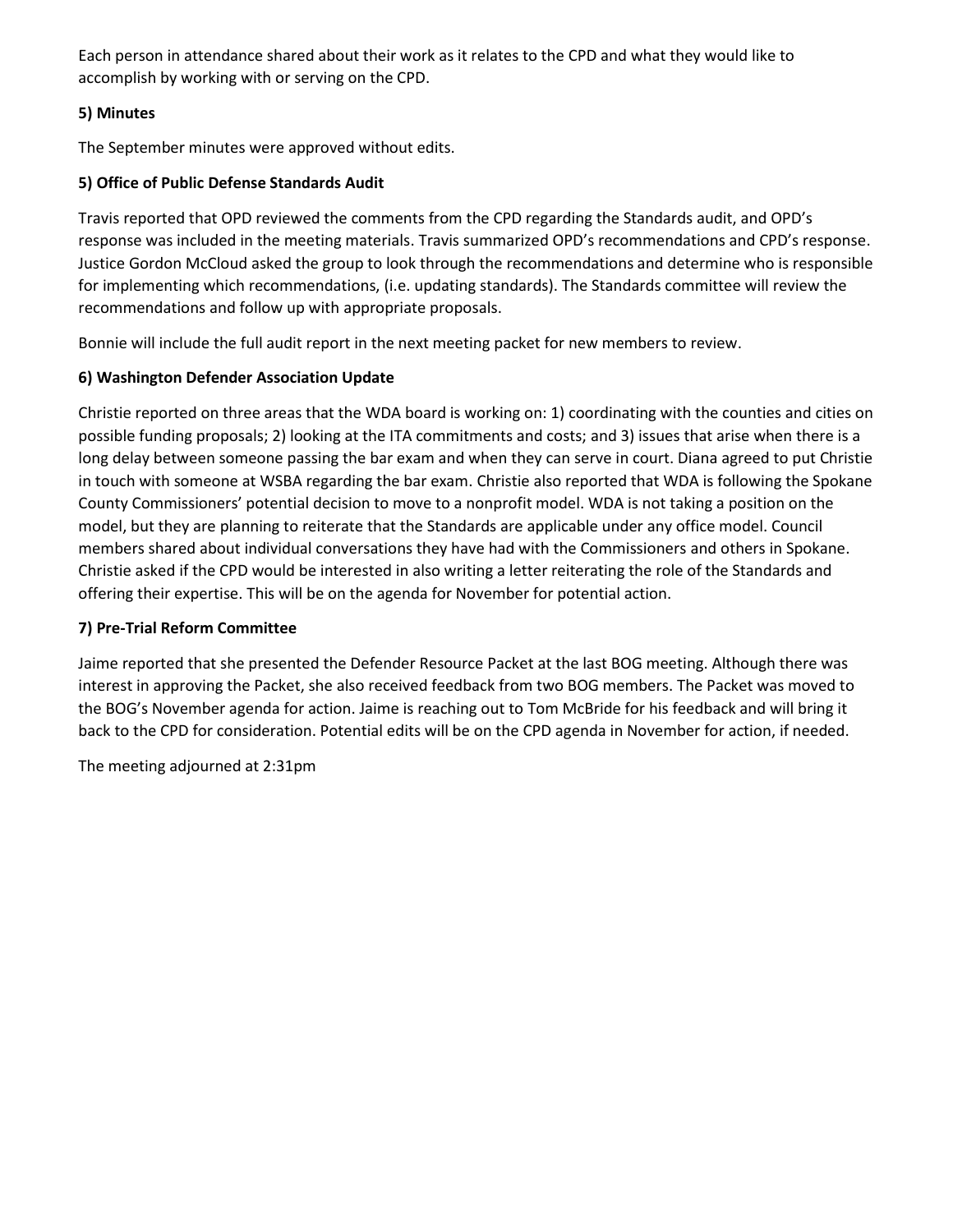Each person in attendance shared about their work as it relates to the CPD and what they would like to accomplish by working with or serving on the CPD.

**5) Minutes**

The September minutes were approved without edits.

**5) Office of Public Defense Standards Audit**

Travis reported that OPD reviewed the comments from the CPD regarding the Standards audit, and OPD's response was included in the meeting materials. Travis summarized OPD's recommendations and CPD's response. Justice Gordon McCloud asked the group to look through the recommendations and determine who is responsible for implementing which recommendations, (i.e. updating standards). The Standards committee will review the recommendations and follow up with appropriate proposals.

Bonnie will include the full audit report in the next meeting packet for new members to review.

**6) Washington Defender Association Update**

Christie reported on three areas that the WDA board is working on: 1) coordinating with the counties and cities on possible funding proposals; 2) looking at the ITA commitments and costs; and 3) issues that arise when there is a long delay between someone passing the bar exam and when they can serve in court. Diana agreed to put Christie in touch with someone at WSBA regarding the bar exam. Christie also reported that WDA is following the Spokane County Commissioners' potential decision to move to a nonprofit model. WDA is not taking a position on the model, but they are planning to reiterate that the Standards are applicable under any office model. Council members shared about individual conversations they have had with the Commissioners and others in Spokane. Christie asked if the CPD would be interested in also writing a letter reiterating the role of the Standards and offering their expertise. This will be on the agenda for November for potential action.

**7) Pre-Trial Reform Committee**

Jaime reported that she presented the Defender Resource Packet at the last BOG meeting. Although there was interest in approving the Packet, she also received feedback from two BOG members. The Packet was moved to the BOG's November agenda for action. Jaime is reaching out to Tom McBride for his feedback and will bring it back to the CPD for consideration. Potential edits will be on the CPD agenda in November for action, if needed.

The meeting adjourned at 2:31pm